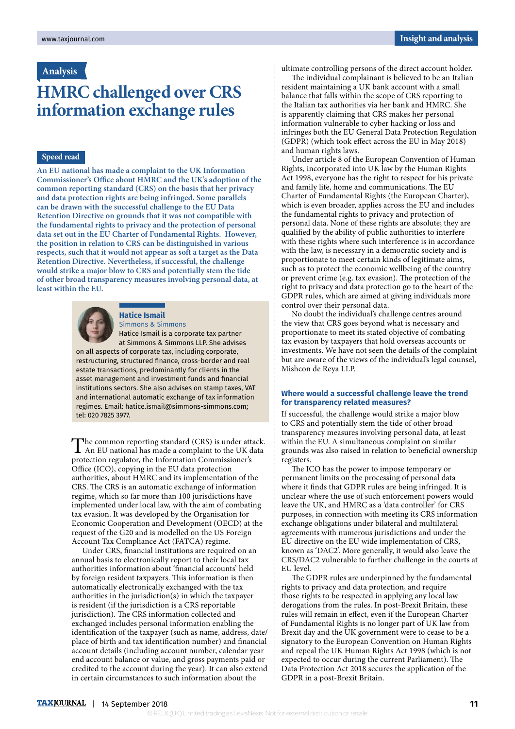Analysis

# HMRC challenged over CRS information exchange rules

## Speed read

**An EU national has made a complaint to the UK Information Commissioner's Office about HMRC and the UK's adoption of the common reporting standard (CRS) on the basis that her privacy and data protection rights are being infringed. Some parallels can be drawn with the successful challenge to the EU Data Retention Directive on grounds that it was not compatible with the fundamental rights to privacy and the protection of personal data set out in the EU Charter of Fundamental Rights. However, the position in relation to CRS can be distinguished in various respects, such that it would not appear as soft a target as the Data Retention Directive. Nevertheless, if successful, the challenge would strike a major blow to CRS and potentially stem the tide of other broad transparency measures involving personal data, at least within the EU.**

**Hatice Ismail**
Simmons & Simmons

Hatice Ismail is a corporate tax partner at Simmons & Simmons LLP. She advises on all aspects of corporate tax, including corporate, restructuring, structured finance, cross-border and real estate transactions, predominantly for clients in the asset management and investment funds and financial institutions sectors. She also advises on stamp taxes, VAT and international automatic exchange of tax information regimes. Email: hatice.ismail@simmons-simmons.com; tel: 020 7825 3977.

The common reporting standard (CRS) is under attack. An EU national has made a complaint to the UK data protection regulator, the Information Commissioner's Office (ICO), copying in the EU data protection authorities, about HMRC and its implementation of the CRS. The CRS is an automatic exchange of information regime, which so far more than 100 jurisdictions have implemented under local law, with the aim of combating tax evasion. It was developed by the Organisation for Economic Cooperation and Development (OECD) at the request of the G20 and is modelled on the US Foreign Account Tax Compliance Act (FATCA) regime.

Under CRS, financial institutions are required on an annual basis to electronically report to their local tax authorities information about 'financial accounts' held by foreign resident taxpayers. This information is then automatically electronically exchanged with the tax authorities in the jurisdiction(s) in which the taxpayer is resident (if the jurisdiction is a CRS reportable jurisdiction). The CRS information collected and exchanged includes personal information enabling the identification of the taxpayer (such as name, address, date/place of birth and tax identification number) and financial account details (including account number, calendar year end account balance or value, and gross payments paid or credited to the account during the year). It can also extend in certain circumstances to such information about the ultimate controlling persons of the direct account holder.

The individual complainant is believed to be an Italian resident maintaining a UK bank account with a small balance that falls within the scope of CRS reporting to the Italian tax authorities via her bank and HMRC. She is apparently claiming that CRS makes her personal information vulnerable to cyber hacking or loss and infringes both the EU General Data Protection Regulation (GDPR) (which took effect across the EU in May 2018) and human rights laws.

Under article 8 of the European Convention of Human Rights, incorporated into UK law by the Human Rights Act 1998, everyone has the right to respect for his private and family life, home and communications. The EU Charter of Fundamental Rights (the European Charter), which is even broader, applies across the EU and includes the fundamental rights to privacy and protection of personal data. None of these rights are absolute; they are qualified by the ability of public authorities to interfere with these rights where such interference is in accordance with the law, is necessary in a democratic society and is proportionate to meet certain kinds of legitimate aims, such as to protect the economic wellbeing of the country or prevent crime (e.g. tax evasion). The protection of the right to privacy and data protection go to the heart of the GDPR rules, which are aimed at giving individuals more control over their personal data.

No doubt the individual's challenge centres around the view that CRS goes beyond what is necessary and proportionate to meet its stated objective of combating tax evasion by taxpayers that hold overseas accounts or investments. We have not seen the details of the complaint but are aware of the views of the individual's legal counsel, Mishcon de Reya LLP.

### Where would a successful challenge leave the trend for transparency related measures?

If successful, the challenge would strike a major blow to CRS and potentially stem the tide of other broad transparency measures involving personal data, at least within the EU. A simultaneous complaint on similar grounds was also raised in relation to beneficial ownership registers.

The ICO has the power to impose temporary or permanent limits on the processing of personal data where it finds that GDPR rules are being infringed. It is unclear where the use of such enforcement powers would leave the UK, and HMRC as a 'data controller' for CRS purposes, in connection with meeting its CRS information exchange obligations under bilateral and multilateral agreements with numerous jurisdictions and under the EU directive on the EU wide implementation of CRS, known as 'DAC2'. More generally, it would also leave the CRS/DAC2 vulnerable to further challenge in the courts at EU level.

The GDPR rules are underpinned by the fundamental rights to privacy and data protection, and require those rights to be respected in applying any local law derogations from the rules. In post-Brexit Britain, these rules will remain in effect, even if the European Charter of Fundamental Rights is no longer part of UK law from Brexit day and the UK government were to cease to be a signatory to the European Convention on Human Rights and repeal the UK Human Rights Act 1998 (which is not expected to occur during the current Parliament). The Data Protection Act 2018 secures the application of the GDPR in a post-Brexit Britain.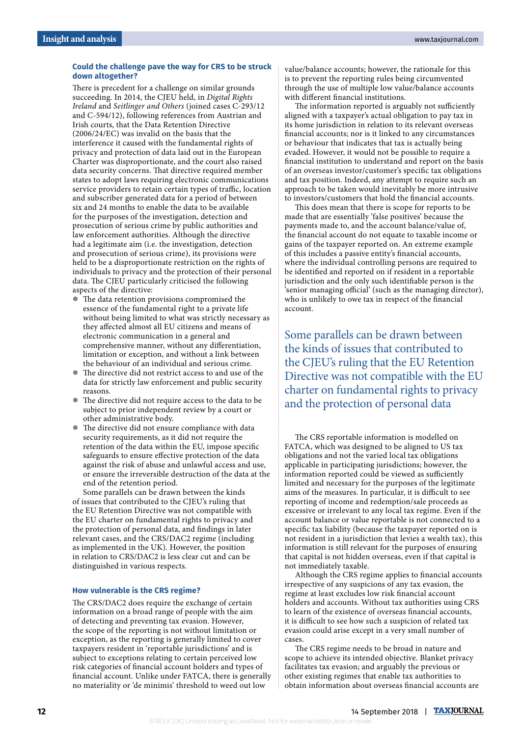## Could the challenge pave the way for CRS to be struck down altogether?

There is precedent for a challenge on similar grounds succeeding. In 2014, the CJEU held, in *Digital Rights Ireland* and *Seitlinger and Others* (joined cases C-293/12 and C-594/12), following references from Austrian and Irish courts, that the Data Retention Directive (2006/24/EC) was invalid on the basis that the interference it caused with the fundamental rights of privacy and protection of data laid out in the European Charter was disproportionate, and the court also raised data security concerns. That directive required member states to adopt laws requiring electronic communications service providers to retain certain types of traffic, location and subscriber generated data for a period of between six and 24 months to enable the data to be available for the purposes of the investigation, detection and prosecution of serious crime by public authorities and law enforcement authorities. Although the directive had a legitimate aim (i.e. the investigation, detection and prosecution of serious crime), its provisions were held to be a disproportionate restriction on the rights of individuals to privacy and the protection of their personal data. The CJEU particularly criticised the following aspects of the directive:

- The data retention provisions compromised the essence of the fundamental right to a private life without being limited to what was strictly necessary as they affected almost all EU citizens and means of electronic communication in a general and comprehensive manner, without any differentiation, limitation or exception, and without a link between the behaviour of an individual and serious crime.
- The directive did not restrict access to and use of the data for strictly law enforcement and public security reasons.
- The directive did not require access to the data to be subject to prior independent review by a court or other administrative body.
- The directive did not ensure compliance with data security requirements, as it did not require the retention of the data within the EU, impose specific safeguards to ensure effective protection of the data against the risk of abuse and unlawful access and use, or ensure the irreversible destruction of the data at the end of the retention period.

Some parallels can be drawn between the kinds of issues that contributed to the CJEU's ruling that the EU Retention Directive was not compatible with the EU charter on fundamental rights to privacy and the protection of personal data, and findings in later relevant cases, and the CRS/DAC2 regime (including as implemented in the UK). However, the position in relation to CRS/DAC2 is less clear cut and can be distinguished in various respects.

## How vulnerable is the CRS regime?

The CRS/DAC2 does require the exchange of certain information on a broad range of people with the aim of detecting and preventing tax evasion. However, the scope of the reporting is not without limitation or exception, as the reporting is generally limited to cover taxpayers resident in 'reportable jurisdictions' and is subject to exceptions relating to certain perceived low risk categories of financial account holders and types of financial account. Unlike under FATCA, there is generally no materiality or 'de minimis' threshold to weed out low value/balance accounts; however, the rationale for this is to prevent the reporting rules being circumvented through the use of multiple low value/balance accounts with different financial institutions.

The information reported is arguably not sufficiently aligned with a taxpayer's actual obligation to pay tax in its home jurisdiction in relation to its relevant overseas financial accounts; nor is it linked to any circumstances or behaviour that indicates that tax is actually being evaded. However, it would not be possible to require a financial institution to understand and report on the basis of an overseas investor/customer's specific tax obligations and tax position. Indeed, any attempt to require such an approach to be taken would inevitably be more intrusive to investors/customers that hold the financial accounts.

This does mean that there is scope for reports to be made that are essentially 'false positives' because the payments made to, and the account balance/value of, the financial account do not equate to taxable income or gains of the taxpayer reported on. An extreme example of this includes a passive entity's financial accounts, where the individual controlling persons are required to be identified and reported on if resident in a reportable jurisdiction and the only such identifiable person is the 'senior managing official' (such as the managing director), who is unlikely to owe tax in respect of the financial account.

> Some parallels can be drawn between the kinds of issues that contributed to the CJEU's ruling that the EU Retention Directive was not compatible with the EU charter on fundamental rights to privacy and the protection of personal data

The CRS reportable information is modelled on FATCA, which was designed to be aligned to US tax obligations and not the varied local tax obligations applicable in participating jurisdictions; however, the information reported could be viewed as sufficiently limited and necessary for the purposes of the legitimate aims of the measures. In particular, it is difficult to see reporting of income and redemption/sale proceeds as excessive or irrelevant to any local tax regime. Even if the account balance or value reportable is not connected to a specific tax liability (because the taxpayer reported on is not resident in a jurisdiction that levies a wealth tax), this information is still relevant for the purposes of ensuring that capital is not hidden overseas, even if that capital is not immediately taxable.

Although the CRS regime applies to financial accounts irrespective of any suspicions of any tax evasion, the regime at least excludes low risk financial account holders and accounts. Without tax authorities using CRS to learn of the existence of overseas financial accounts, it is difficult to see how such a suspicion of related tax evasion could arise except in a very small number of cases.

The CRS regime needs to be broad in nature and scope to achieve its intended objective. Blanket privacy facilitates tax evasion; and arguably the previous or other existing regimes that enable tax authorities to obtain information about overseas financial accounts are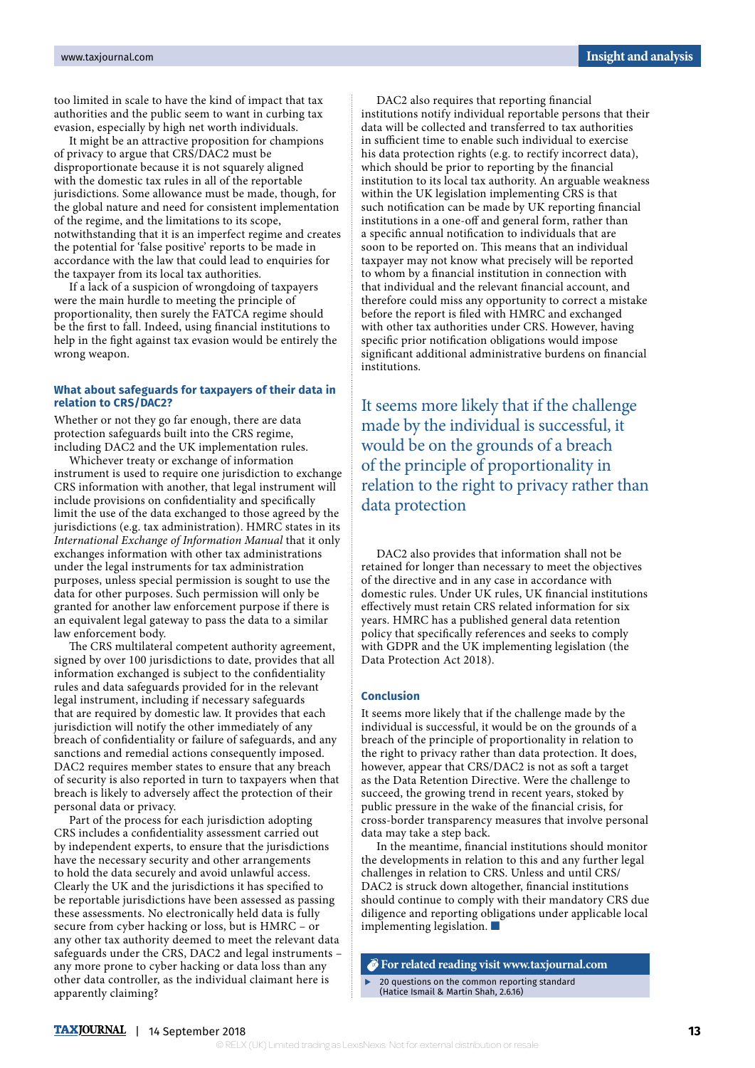too limited in scale to have the kind of impact that tax authorities and the public seem to want in curbing tax evasion, especially by high net worth individuals.

It might be an attractive proposition for champions of privacy to argue that CRS/DAC2 must be disproportionate because it is not squarely aligned with the domestic tax rules in all of the reportable jurisdictions. Some allowance must be made, though, for the global nature and need for consistent implementation of the regime, and the limitations to its scope, notwithstanding that it is an imperfect regime and creates the potential for 'false positive' reports to be made in accordance with the law that could lead to enquiries for the taxpayer from its local tax authorities.

If a lack of a suspicion of wrongdoing of taxpayers were the main hurdle to meeting the principle of proportionality, then surely the FATCA regime should be the first to fall. Indeed, using financial institutions to help in the fight against tax evasion would be entirely the wrong weapon.

### What about safeguards for taxpayers of their data in relation to CRS/DAC2?

Whether or not they go far enough, there are data protection safeguards built into the CRS regime, including DAC2 and the UK implementation rules.

Whichever treaty or exchange of information instrument is used to require one jurisdiction to exchange CRS information with another, that legal instrument will include provisions on confidentiality and specifically limit the use of the data exchanged to those agreed by the jurisdictions (e.g. tax administration). HMRC states in its *International Exchange of Information Manual* that it only exchanges information with other tax administrations under the legal instruments for tax administration purposes, unless special permission is sought to use the data for other purposes. Such permission will only be granted for another law enforcement purpose if there is an equivalent legal gateway to pass the data to a similar law enforcement body.

The CRS multilateral competent authority agreement, signed by over 100 jurisdictions to date, provides that all information exchanged is subject to the confidentiality rules and data safeguards provided for in the relevant legal instrument, including if necessary safeguards that are required by domestic law. It provides that each jurisdiction will notify the other immediately of any breach of confidentiality or failure of safeguards, and any sanctions and remedial actions consequently imposed. DAC2 requires member states to ensure that any breach of security is also reported in turn to taxpayers when that breach is likely to adversely affect the protection of their personal data or privacy.

Part of the process for each jurisdiction adopting CRS includes a confidentiality assessment carried out by independent experts, to ensure that the jurisdictions have the necessary security and other arrangements to hold the data securely and avoid unlawful access. Clearly the UK and the jurisdictions it has specified to be reportable jurisdictions have been assessed as passing these assessments. No electronically held data is fully secure from cyber hacking or loss, but is HMRC – or any other tax authority deemed to meet the relevant data safeguards under the CRS, DAC2 and legal instruments – any more prone to cyber hacking or data loss than any other data controller, as the individual claimant here is apparently claiming?

DAC2 also requires that reporting financial institutions notify individual reportable persons that their data will be collected and transferred to tax authorities in sufficient time to enable such individual to exercise his data protection rights (e.g. to rectify incorrect data), which should be prior to reporting by the financial institution to its local tax authority. An arguable weakness within the UK legislation implementing CRS is that such notification can be made by UK reporting financial institutions in a one-off and general form, rather than a specific annual notification to individuals that are soon to be reported on. This means that an individual taxpayer may not know what precisely will be reported to whom by a financial institution in connection with that individual and the relevant financial account, and therefore could miss any opportunity to correct a mistake before the report is filed with HMRC and exchanged with other tax authorities under CRS. However, having specific prior notification obligations would impose significant additional administrative burdens on financial institutions.

> It seems more likely that if the challenge made by the individual is successful, it would be on the grounds of a breach of the principle of proportionality in relation to the right to privacy rather than data protection

DAC2 also provides that information shall not be retained for longer than necessary to meet the objectives of the directive and in any case in accordance with domestic rules. Under UK rules, UK financial institutions effectively must retain CRS related information for six years. HMRC has a published general data retention policy that specifically references and seeks to comply with GDPR and the UK implementing legislation (the Data Protection Act 2018).

### Conclusion

It seems more likely that if the challenge made by the individual is successful, it would be on the grounds of a breach of the principle of proportionality in relation to the right to privacy rather than data protection. It does, however, appear that CRS/DAC2 is not as soft a target as the Data Retention Directive. Were the challenge to succeed, the growing trend in recent years, stoked by public pressure in the wake of the financial crisis, for cross-border transparency measures that involve personal data may take a step back.

In the meantime, financial institutions should monitor the developments in relation to this and any further legal challenges in relation to CRS. Unless and until CRS/DAC2 is struck down altogether, financial institutions should continue to comply with their mandatory CRS due diligence and reporting obligations under applicable local implementing legislation. ■

**For related reading visit www.taxjournal.com**

- 20 questions on the common reporting standard (Hatice Ismail & Martin Shah, 2.6.16)